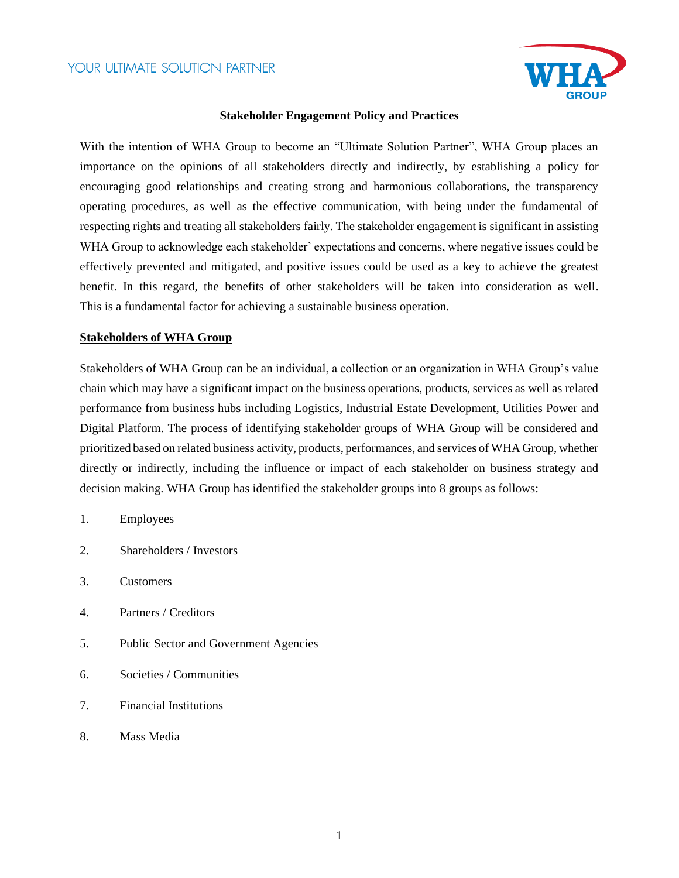# Stakeholder Engagement Policy and Practices

With the intention of WHA Group to become an "Ultimate Solution Partner", WHA Group places an importance on the opinions of all stakeholders directly and indirectly, by establishing a policy for encouraging good relationships and creating strong and harmonious collaborations, the transparency operating procedures, as well as the effective communication, with being under the fundamental of respecting rights and treating all stakeholders fairly. The stakeholder engagement is significant in assisting WHA Group to acknowledge each stakeholder' expectations and concerns, where negative issues could be effectively prevented and mitigated, and positive issues could be used as a key to achieve the greatest benefit. In this regard, the benefits of other stakeholders will be taken into consideration as well. This is a fundamental factor for achieving a sustainable business operation.

## Stakeholders of WHA Group

Stakeholders of WHA Group can be an individual, a collection or an organization in WHA Group's value chain which may have a significant impact on the business operations, products, services as well as related performance from business hubs including Logistics, Industrial Estate Development, Utilities Power and Digital Platform. The process of identifying stakeholder groups of WHA Group will be considered and prioritized based on related business activity, products, performances, and services of WHA Group, whether directly or indirectly, including the influence or impact of each stakeholder on business strategy and decision making. WHA Group has identified the stakeholder groups into 8 groups as follows:

1. Employees
2. Shareholders / Investors
3. Customers
4. Partners / Creditors
5. Public Sector and Government Agencies
6. Societies / Communities
7. Financial Institutions
8. Mass Media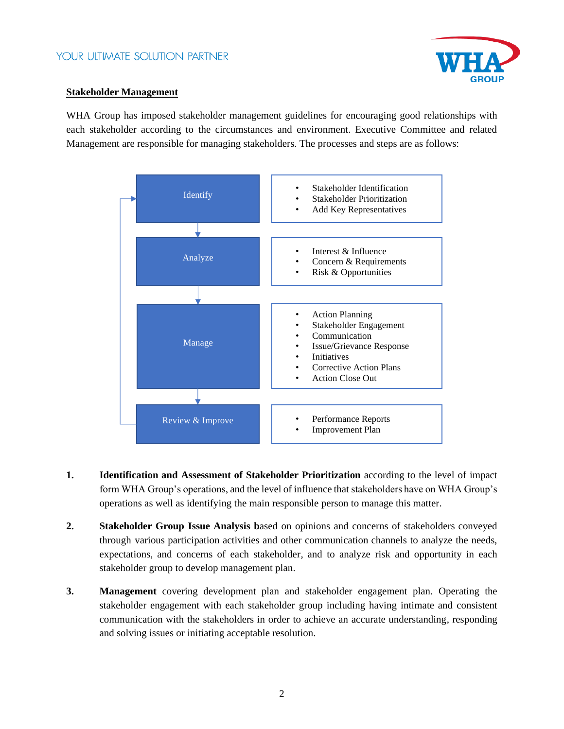## Stakeholder Management

WHA Group has imposed stakeholder management guidelines for encouraging good relationships with each stakeholder according to the circumstances and environment. Executive Committee and related Management are responsible for managing stakeholders. The processes and steps are as follows:

| Step | Details |
|---|---|
| Identify | • Stakeholder Identification<br>• Stakeholder Prioritization<br>• Add Key Representatives |
| Analyze | • Interest & Influence<br>• Concern & Requirements<br>• Risk & Opportunities |
| Manage | • Action Planning<br>• Stakeholder Engagement<br>• Communication<br>• Issue/Grievance Response<br>• Initiatives<br>• Corrective Action Plans<br>• Action Close Out |
| Review & Improve | • Performance Reports<br>• Improvement Plan |

1. **Identification and Assessment of Stakeholder Prioritization** according to the level of impact form WHA Group's operations, and the level of influence that stakeholders have on WHA Group's operations as well as identifying the main responsible person to manage this matter.

2. **Stakeholder Group Issue Analysis b**ased on opinions and concerns of stakeholders conveyed through various participation activities and other communication channels to analyze the needs, expectations, and concerns of each stakeholder, and to analyze risk and opportunity in each stakeholder group to develop management plan.

3. **Management** covering development plan and stakeholder engagement plan. Operating the stakeholder engagement with each stakeholder group including having intimate and consistent communication with the stakeholders in order to achieve an accurate understanding, responding and solving issues or initiating acceptable resolution.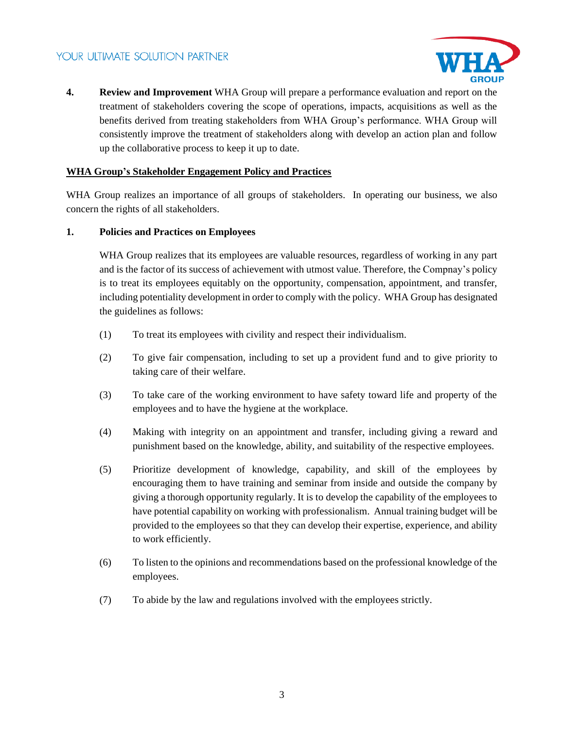4. **Review and Improvement** WHA Group will prepare a performance evaluation and report on the treatment of stakeholders covering the scope of operations, impacts, acquisitions as well as the benefits derived from treating stakeholders from WHA Group's performance. WHA Group will consistently improve the treatment of stakeholders along with develop an action plan and follow up the collaborative process to keep it up to date.

**WHA Group's Stakeholder Engagement Policy and Practices**

WHA Group realizes an importance of all groups of stakeholders. In operating our business, we also concern the rights of all stakeholders.

**1. Policies and Practices on Employees**

WHA Group realizes that its employees are valuable resources, regardless of working in any part and is the factor of its success of achievement with utmost value. Therefore, the Compnay's policy is to treat its employees equitably on the opportunity, compensation, appointment, and transfer, including potentiality development in order to comply with the policy. WHA Group has designated the guidelines as follows:

(1) To treat its employees with civility and respect their individualism.

(2) To give fair compensation, including to set up a provident fund and to give priority to taking care of their welfare.

(3) To take care of the working environment to have safety toward life and property of the employees and to have the hygiene at the workplace.

(4) Making with integrity on an appointment and transfer, including giving a reward and punishment based on the knowledge, ability, and suitability of the respective employees.

(5) Prioritize development of knowledge, capability, and skill of the employees by encouraging them to have training and seminar from inside and outside the company by giving a thorough opportunity regularly. It is to develop the capability of the employees to have potential capability on working with professionalism. Annual training budget will be provided to the employees so that they can develop their expertise, experience, and ability to work efficiently.

(6) To listen to the opinions and recommendations based on the professional knowledge of the employees.

(7) To abide by the law and regulations involved with the employees strictly.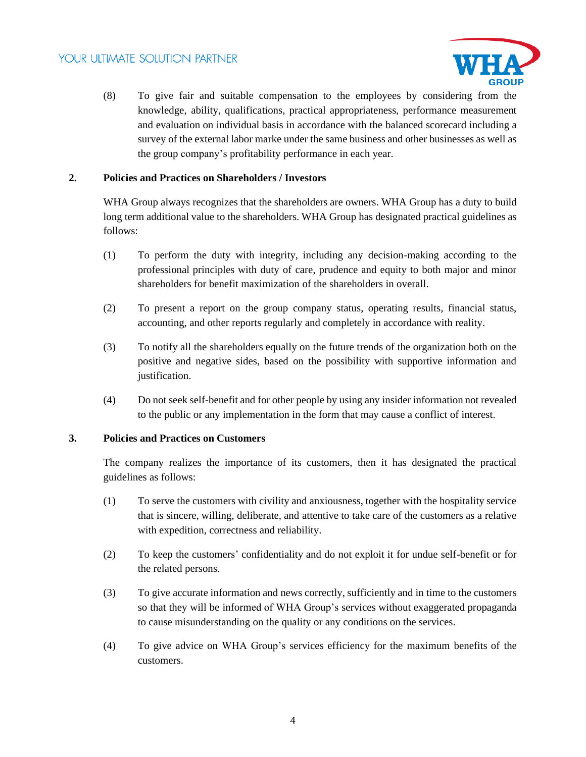(8) To give fair and suitable compensation to the employees by considering from the knowledge, ability, qualifications, practical appropriateness, performance measurement and evaluation on individual basis in accordance with the balanced scorecard including a survey of the external labor marke under the same business and other businesses as well as the group company's profitability performance in each year.

**2. Policies and Practices on Shareholders / Investors**

WHA Group always recognizes that the shareholders are owners. WHA Group has a duty to build long term additional value to the shareholders. WHA Group has designated practical guidelines as follows:

(1) To perform the duty with integrity, including any decision-making according to the professional principles with duty of care, prudence and equity to both major and minor shareholders for benefit maximization of the shareholders in overall.

(2) To present a report on the group company status, operating results, financial status, accounting, and other reports regularly and completely in accordance with reality.

(3) To notify all the shareholders equally on the future trends of the organization both on the positive and negative sides, based on the possibility with supportive information and justification.

(4) Do not seek self-benefit and for other people by using any insider information not revealed to the public or any implementation in the form that may cause a conflict of interest.

**3. Policies and Practices on Customers**

The company realizes the importance of its customers, then it has designated the practical guidelines as follows:

(1) To serve the customers with civility and anxiousness, together with the hospitality service that is sincere, willing, deliberate, and attentive to take care of the customers as a relative with expedition, correctness and reliability.

(2) To keep the customers' confidentiality and do not exploit it for undue self-benefit or for the related persons.

(3) To give accurate information and news correctly, sufficiently and in time to the customers so that they will be informed of WHA Group's services without exaggerated propaganda to cause misunderstanding on the quality or any conditions on the services.

(4) To give advice on WHA Group's services efficiency for the maximum benefits of the customers.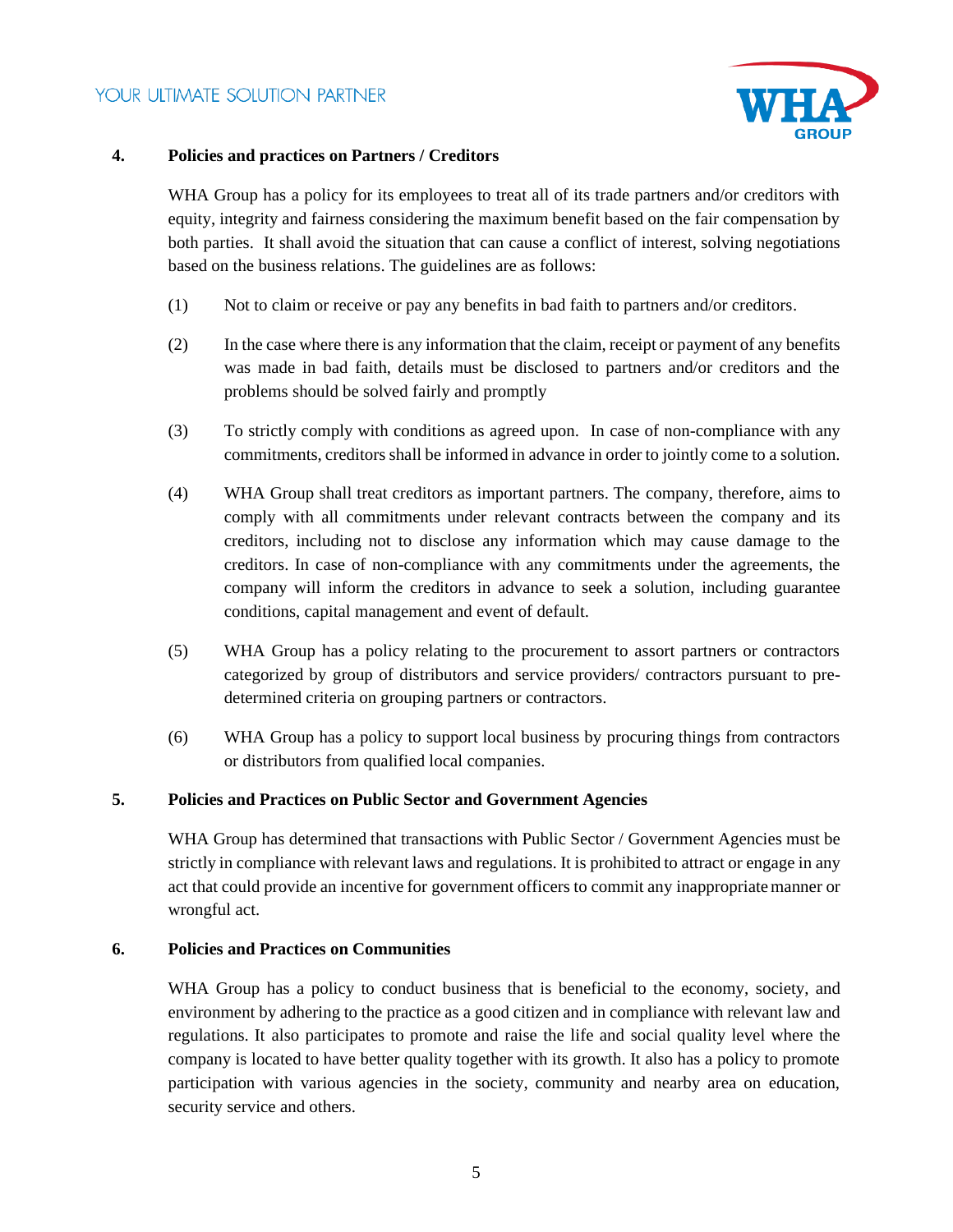## 4. Policies and practices on Partners / Creditors

WHA Group has a policy for its employees to treat all of its trade partners and/or creditors with equity, integrity and fairness considering the maximum benefit based on the fair compensation by both parties. It shall avoid the situation that can cause a conflict of interest, solving negotiations based on the business relations. The guidelines are as follows:

(1) Not to claim or receive or pay any benefits in bad faith to partners and/or creditors.

(2) In the case where there is any information that the claim, receipt or payment of any benefits was made in bad faith, details must be disclosed to partners and/or creditors and the problems should be solved fairly and promptly

(3) To strictly comply with conditions as agreed upon. In case of non-compliance with any commitments, creditors shall be informed in advance in order to jointly come to a solution.

(4) WHA Group shall treat creditors as important partners. The company, therefore, aims to comply with all commitments under relevant contracts between the company and its creditors, including not to disclose any information which may cause damage to the creditors. In case of non-compliance with any commitments under the agreements, the company will inform the creditors in advance to seek a solution, including guarantee conditions, capital management and event of default.

(5) WHA Group has a policy relating to the procurement to assort partners or contractors categorized by group of distributors and service providers/ contractors pursuant to pre-determined criteria on grouping partners or contractors.

(6) WHA Group has a policy to support local business by procuring things from contractors or distributors from qualified local companies.

## 5. Policies and Practices on Public Sector and Government Agencies

WHA Group has determined that transactions with Public Sector / Government Agencies must be strictly in compliance with relevant laws and regulations. It is prohibited to attract or engage in any act that could provide an incentive for government officers to commit any inappropriate manner or wrongful act.

## 6. Policies and Practices on Communities

WHA Group has a policy to conduct business that is beneficial to the economy, society, and environment by adhering to the practice as a good citizen and in compliance with relevant law and regulations. It also participates to promote and raise the life and social quality level where the company is located to have better quality together with its growth. It also has a policy to promote participation with various agencies in the society, community and nearby area on education, security service and others.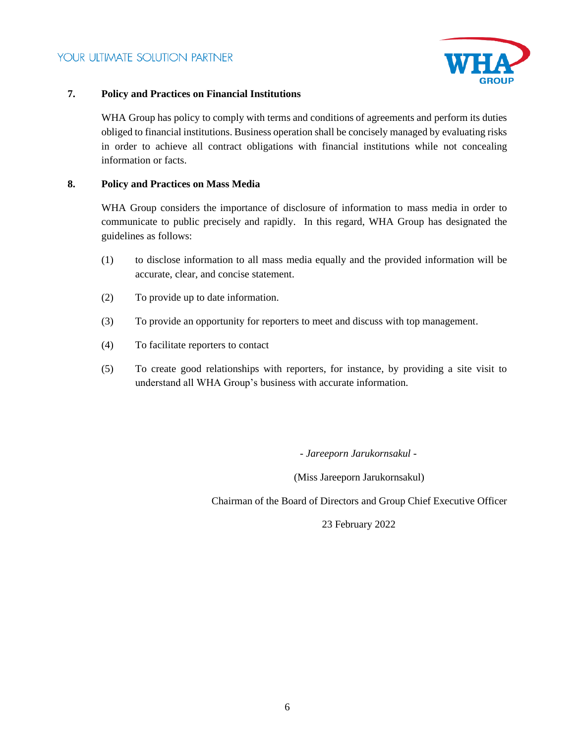## 7. Policy and Practices on Financial Institutions

WHA Group has policy to comply with terms and conditions of agreements and perform its duties obliged to financial institutions. Business operation shall be concisely managed by evaluating risks in order to achieve all contract obligations with financial institutions while not concealing information or facts.

## 8. Policy and Practices on Mass Media

WHA Group considers the importance of disclosure of information to mass media in order to communicate to public precisely and rapidly. In this regard, WHA Group has designated the guidelines as follows:

(1) to disclose information to all mass media equally and the provided information will be accurate, clear, and concise statement.

(2) To provide up to date information.

(3) To provide an opportunity for reporters to meet and discuss with top management.

(4) To facilitate reporters to contact

(5) To create good relationships with reporters, for instance, by providing a site visit to understand all WHA Group's business with accurate information.

- *Jareeporn Jarukornsakul* -

(Miss Jareeporn Jarukornsakul)

Chairman of the Board of Directors and Group Chief Executive Officer

23 February 2022